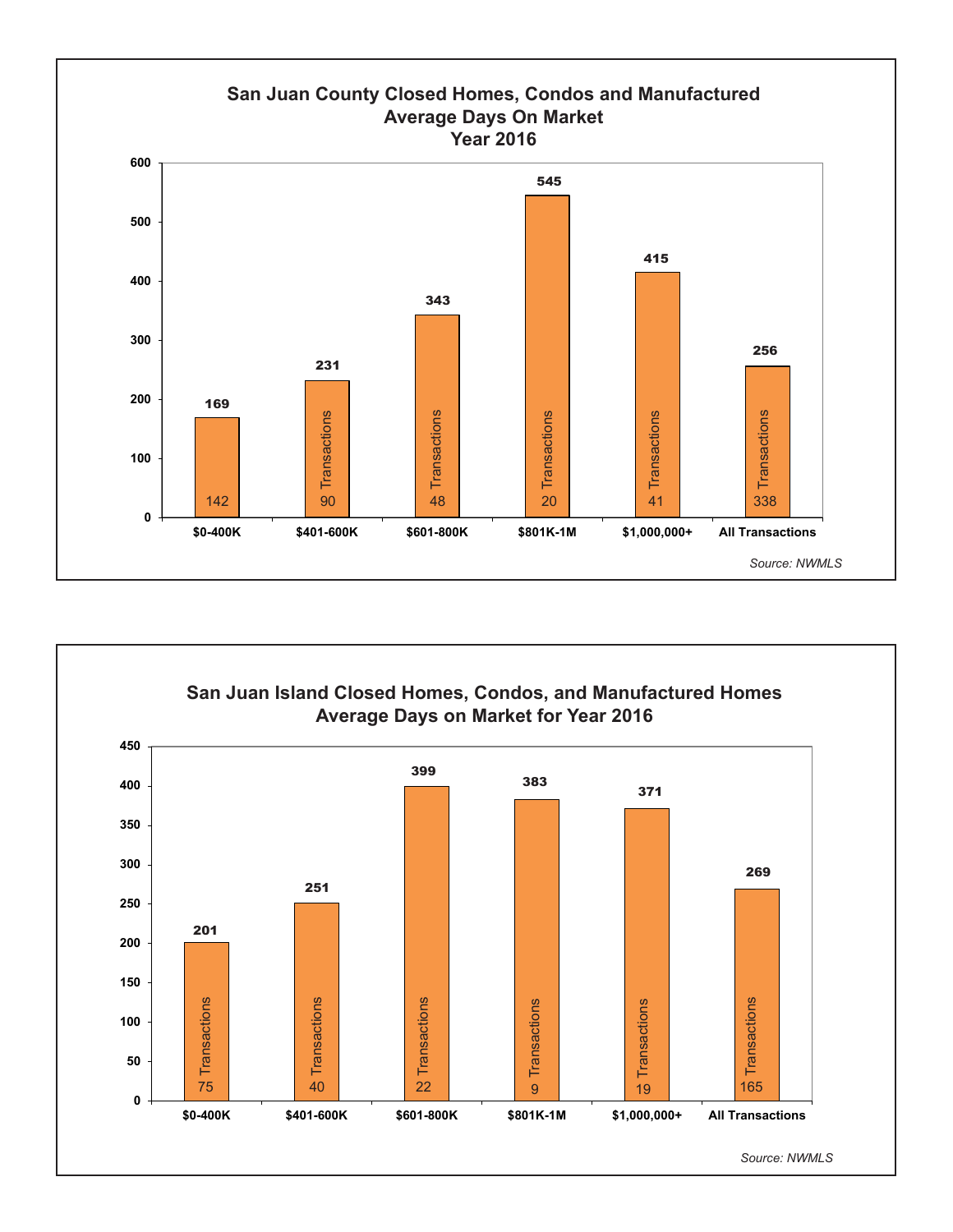## San Juan County Closed Homes, Condos and Manufactured Average Days On Market Year 2016

| Price Range | Average Days on Market | Transactions |
|---|---|---|
| $0-400K | 169 | 142 |
| $401-600K | 231 | 90 |
| $601-800K | 343 | 48 |
| $801K-1M | 545 | 20 |
| $1,000,000+ | 415 | 41 |
| All Transactions | 256 | 338 |

*Source: NWMLS*

## San Juan Island Closed Homes, Condos, and Manufactured Homes Average Days on Market for Year 2016

| Price Range | Average Days on Market | Transactions |
|---|---|---|
| $0-400K | 201 | 75 |
| $401-600K | 251 | 40 |
| $601-800K | 399 | 22 |
| $801K-1M | 383 | 9 |
| $1,000,000+ | 371 | 19 |
| All Transactions | 269 | 165 |

*Source: NWMLS*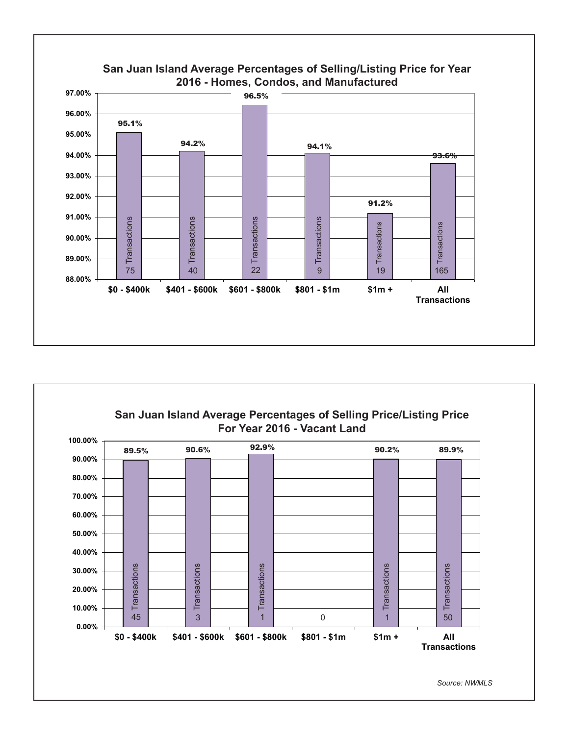## San Juan Island Average Percentages of Selling/Listing Price for Year 2016 - Homes, Condos, and Manufactured

| Price Range | Average % of Selling/Listing Price | Transactions |
|---|---|---|
| $0 - $400k | 95.1% | 75 |
| $401 - $600k | 94.2% | 40 |
| $601 - $800k | 96.5% | 22 |
| $801 - $1m | 94.1% | 9 |
| $1m + | 91.2% | 19 |
| All Transactions | 93.6% | 165 |

## San Juan Island Average Percentages of Selling Price/Listing Price For Year 2016 - Vacant Land

| Price Range | Average % of Selling Price/Listing Price | Transactions |
|---|---|---|
| $0 - $400k | 89.5% | 45 |
| $401 - $600k | 90.6% | 3 |
| $601 - $800k | 92.9% | 1 |
| $801 - $1m | | 0 |
| $1m + | 90.2% | 1 |
| All Transactions | 89.9% | 50 |

*Source: NWMLS*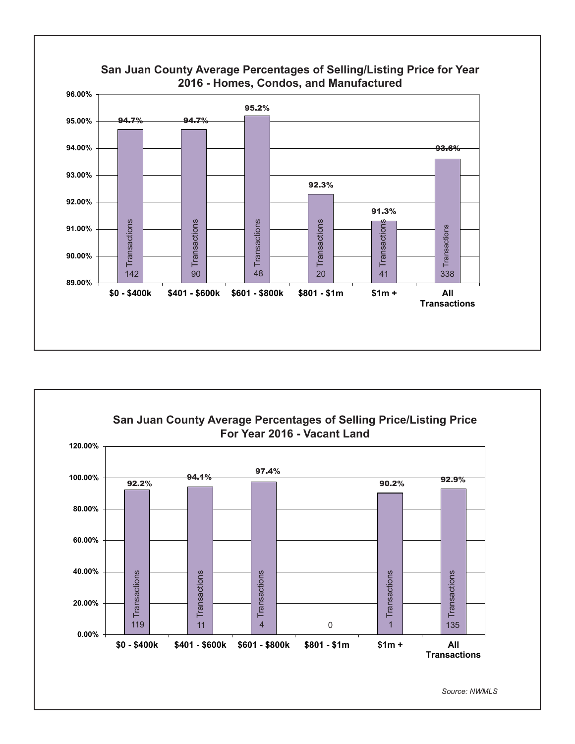## San Juan County Average Percentages of Selling/Listing Price for Year 2016 - Homes, Condos, and Manufactured

| Price Range | Average % of Selling/Listing Price | Transactions |
| --- | --- | --- |
| $0 - $400k | 94.7% | 142 |
| $401 - $600k | 94.7% | 90 |
| $601 - $800k | 95.2% | 48 |
| $801 - $1m | 92.3% | 20 |
| $1m + | 91.3% | 41 |
| All Transactions | 93.6% | 338 |

## San Juan County Average Percentages of Selling Price/Listing Price For Year 2016 - Vacant Land

| Price Range | Average % of Selling Price/Listing Price | Transactions |
| --- | --- | --- |
| $0 - $400k | 92.2% | 119 |
| $401 - $600k | 94.1% | 11 |
| $601 - $800k | 97.4% | 4 |
| $801 - $1m | | 0 |
| $1m + | 90.2% | 1 |
| All Transactions | 92.9% | 135 |

*Source: NWMLS*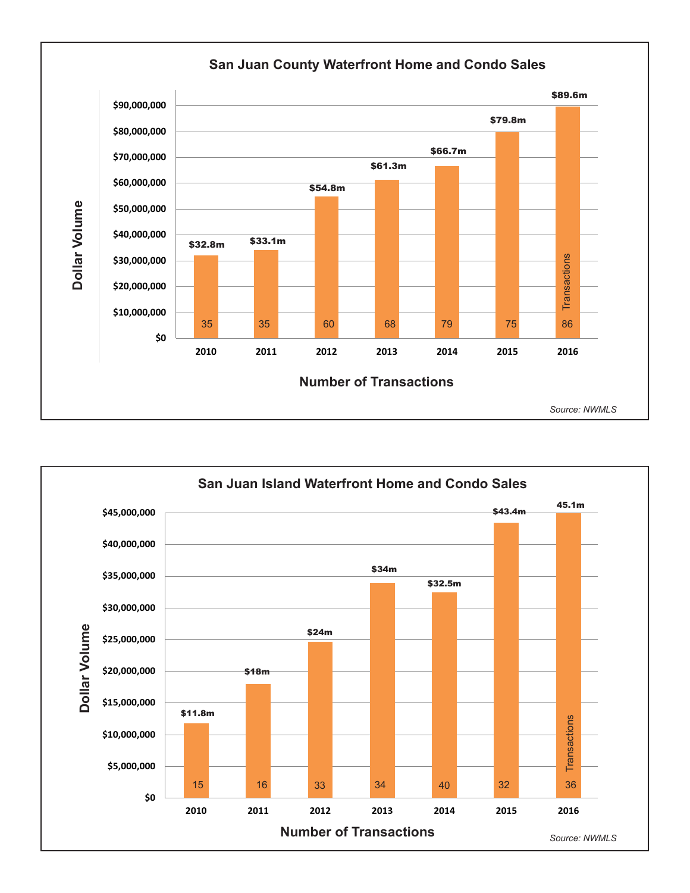## San Juan County Waterfront Home and Condo Sales

| Year | Dollar Volume | Number of Transactions |
|---|---|---|
| 2010 | $32.8m | 35 |
| 2011 | $33.1m | 35 |
| 2012 | $54.8m | 60 |
| 2013 | $61.3m | 68 |
| 2014 | $66.7m | 79 |
| 2015 | $79.8m | 75 |
| 2016 | $89.6m | 86 |

*Source: NWMLS*

## San Juan Island Waterfront Home and Condo Sales

| Year | Dollar Volume | Number of Transactions |
|---|---|---|
| 2010 | $11.8m | 15 |
| 2011 | $18m | 16 |
| 2012 | $24m | 33 |
| 2013 | $34m | 34 |
| 2014 | $32.5m | 40 |
| 2015 | $43.4m | 32 |
| 2016 | 45.1m | 36 |

*Source: NWMLS*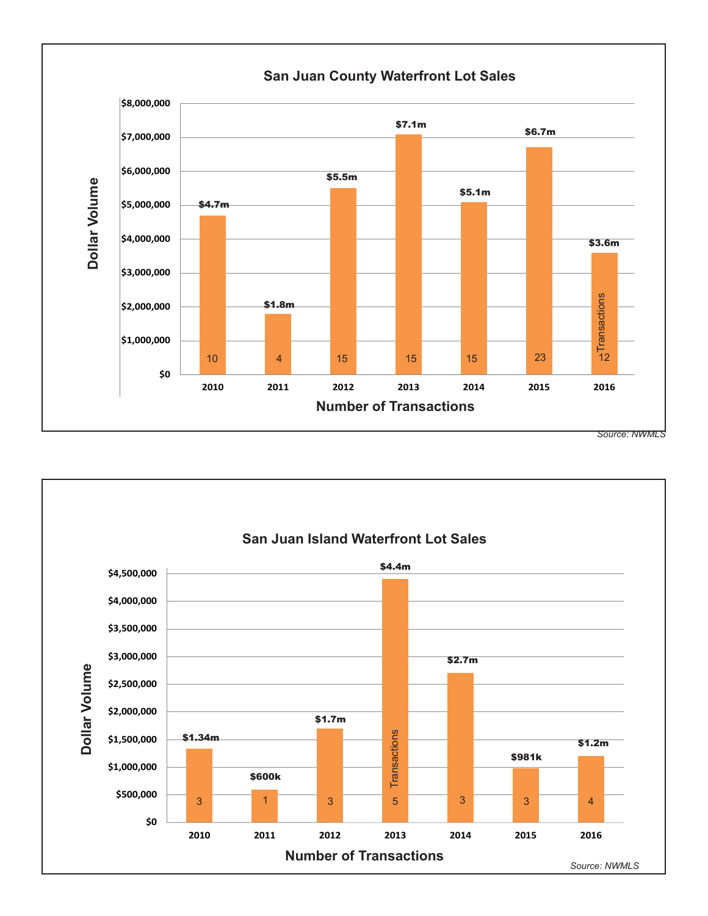## San Juan County Waterfront Lot Sales

| Year | Dollar Volume | Number of Transactions |
|---|---|---|
| 2010 | $4.7m | 10 |
| 2011 | $1.8m | 4 |
| 2012 | $5.5m | 15 |
| 2013 | $7.1m | 15 |
| 2014 | $5.1m | 15 |
| 2015 | $6.7m | 23 |
| 2016 | $3.6m | 12 |

*Source: NWMLS*

## San Juan Island Waterfront Lot Sales

| Year | Dollar Volume | Number of Transactions |
|---|---|---|
| 2010 | $1.34m | 3 |
| 2011 | $600k | 1 |
| 2012 | $1.7m | 3 |
| 2013 | $4.4m | 5 |
| 2014 | $2.7m | 3 |
| 2015 | $981k | 3 |
| 2016 | $1.2m | 4 |

*Source: NWMLS*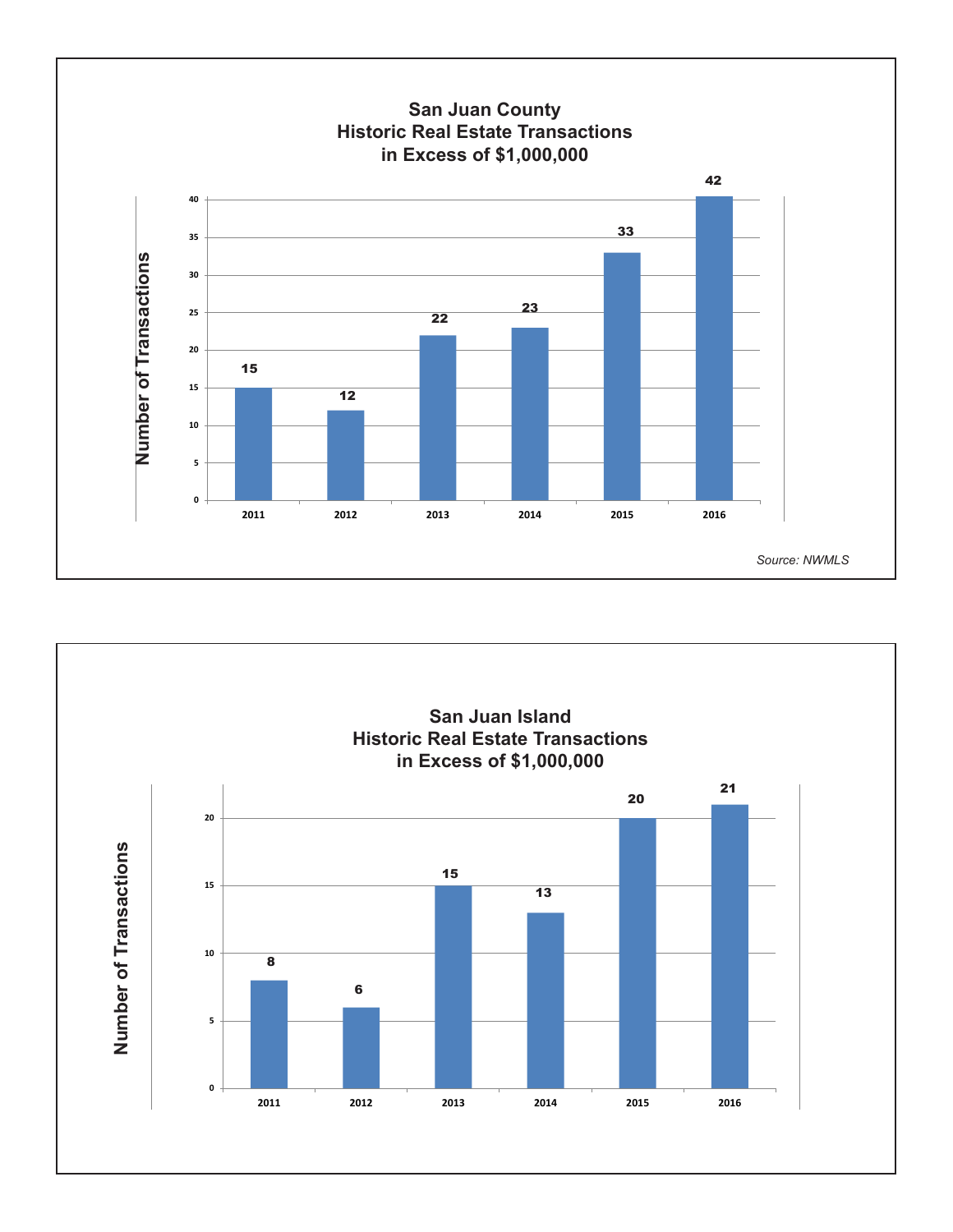## San Juan County
## Historic Real Estate Transactions
## in Excess of $1,000,000

| Year | Number of Transactions |
|---|---|
| 2011 | 15 |
| 2012 | 12 |
| 2013 | 22 |
| 2014 | 23 |
| 2015 | 33 |
| 2016 | 42 |

*Source: NWMLS*

## San Juan Island
## Historic Real Estate Transactions
## in Excess of $1,000,000

| Year | Number of Transactions |
|---|---|
| 2011 | 8 |
| 2012 | 6 |
| 2013 | 15 |
| 2014 | 13 |
| 2015 | 20 |
| 2016 | 21 |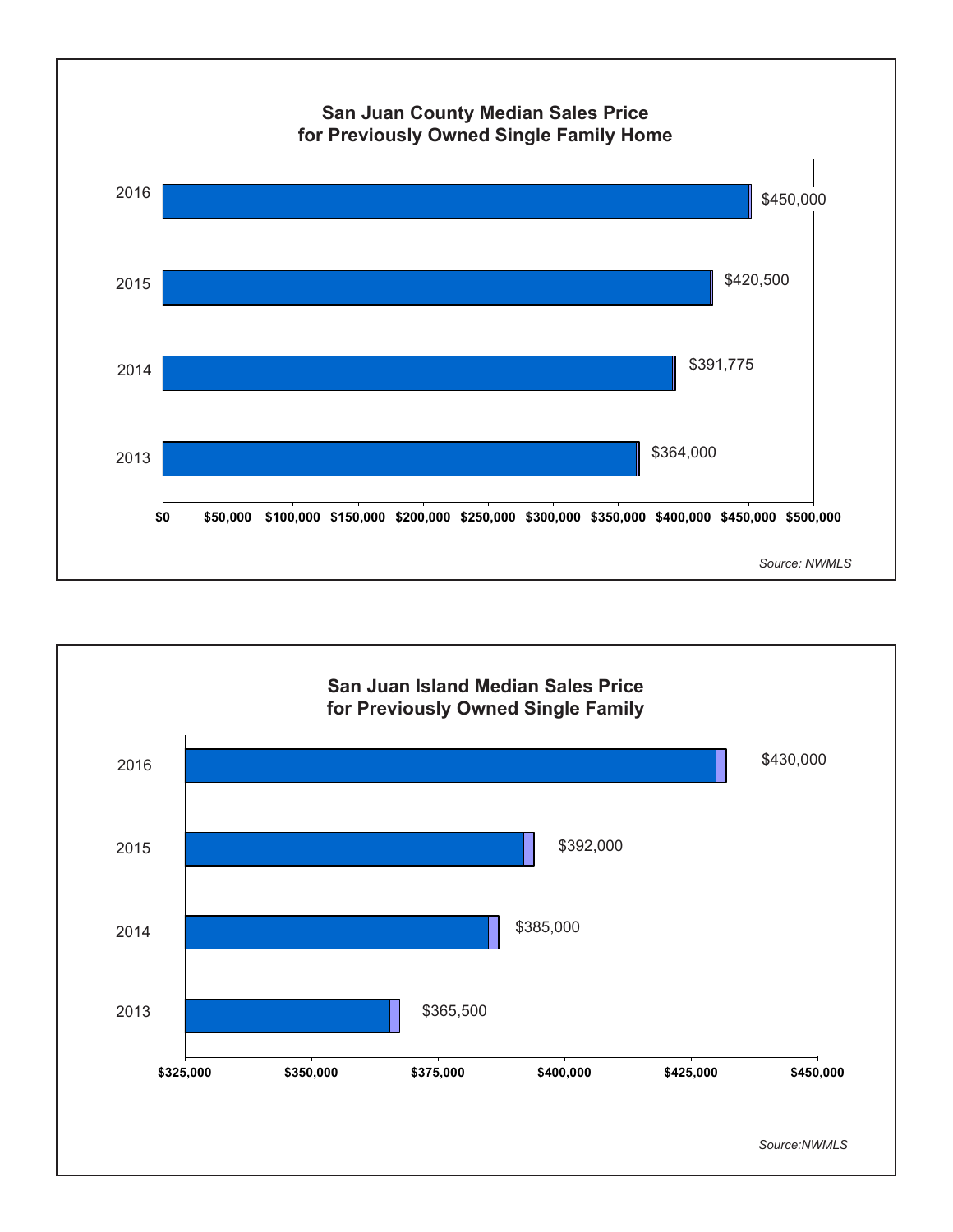## San Juan County Median Sales Price for Previously Owned Single Family Home

| Year | Median Sales Price |
|---|---|
| 2016 | $450,000 |
| 2015 | $420,500 |
| 2014 | $391,775 |
| 2013 | $364,000 |

*Source: NWMLS*

## San Juan Island Median Sales Price for Previously Owned Single Family

| Year | Median Sales Price |
|---|---|
| 2016 | $430,000 |
| 2015 | $392,000 |
| 2014 | $385,000 |
| 2013 | $365,500 |

*Source:NWMLS*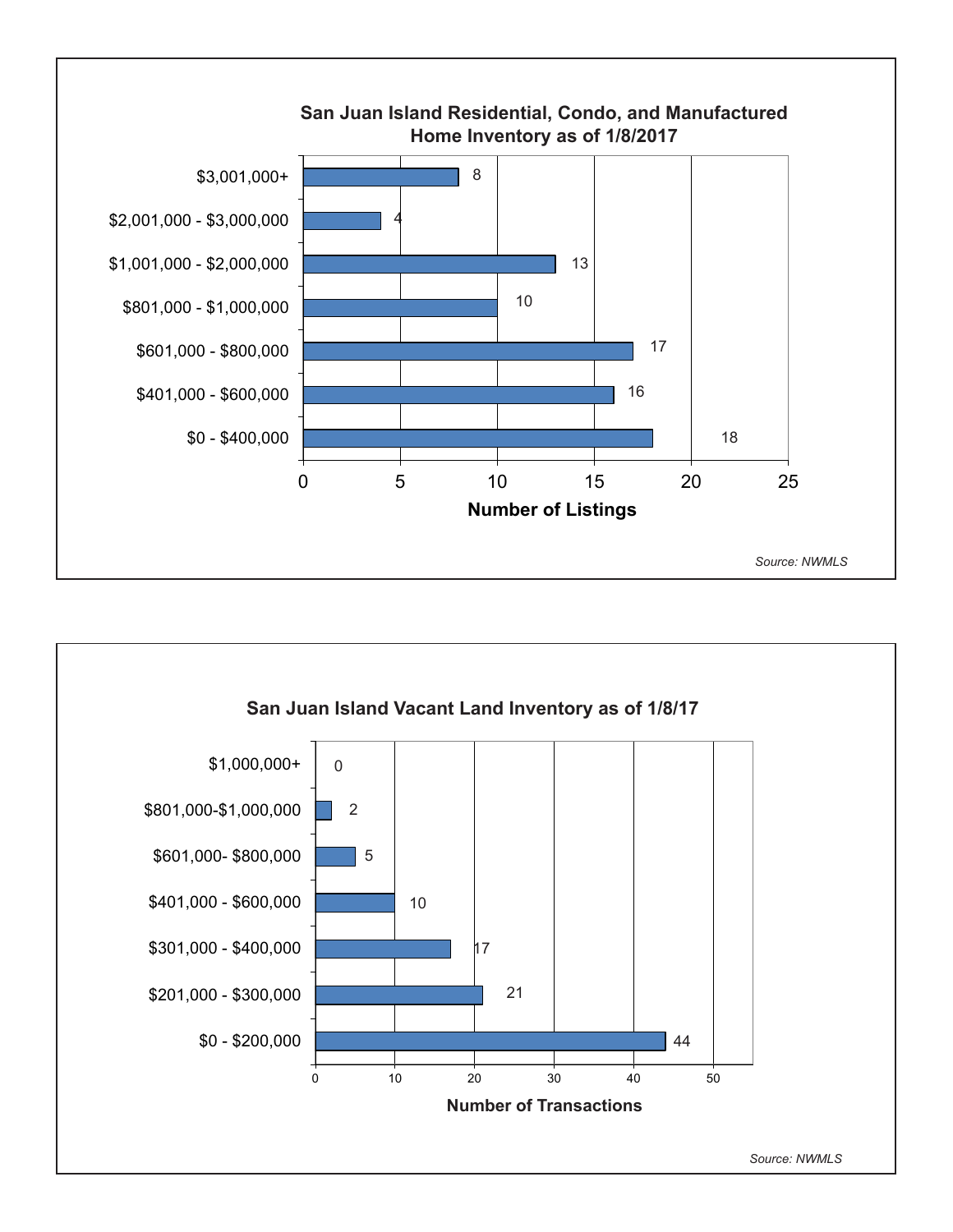## San Juan Island Residential, Condo, and Manufactured Home Inventory as of 1/8/2017

| Price Range | Number of Listings |
|---|---|
| $3,001,000+ | 8 |
| $2,001,000 - $3,000,000 | 4 |
| $1,001,000 - $2,000,000 | 13 |
| $801,000 - $1,000,000 | 10 |
| $601,000 - $800,000 | 17 |
| $401,000 - $600,000 | 16 |
| $0 - $400,000 | 18 |

*Source: NWMLS*

## San Juan Island Vacant Land Inventory as of 1/8/17

| Price Range | Number of Transactions |
|---|---|
| $1,000,000+ | 0 |
| $801,000-$1,000,000 | 2 |
| $601,000- $800,000 | 5 |
| $401,000 - $600,000 | 10 |
| $301,000 - $400,000 | 17 |
| $201,000 - $300,000 | 21 |
| $0 - $200,000 | 44 |

*Source: NWMLS*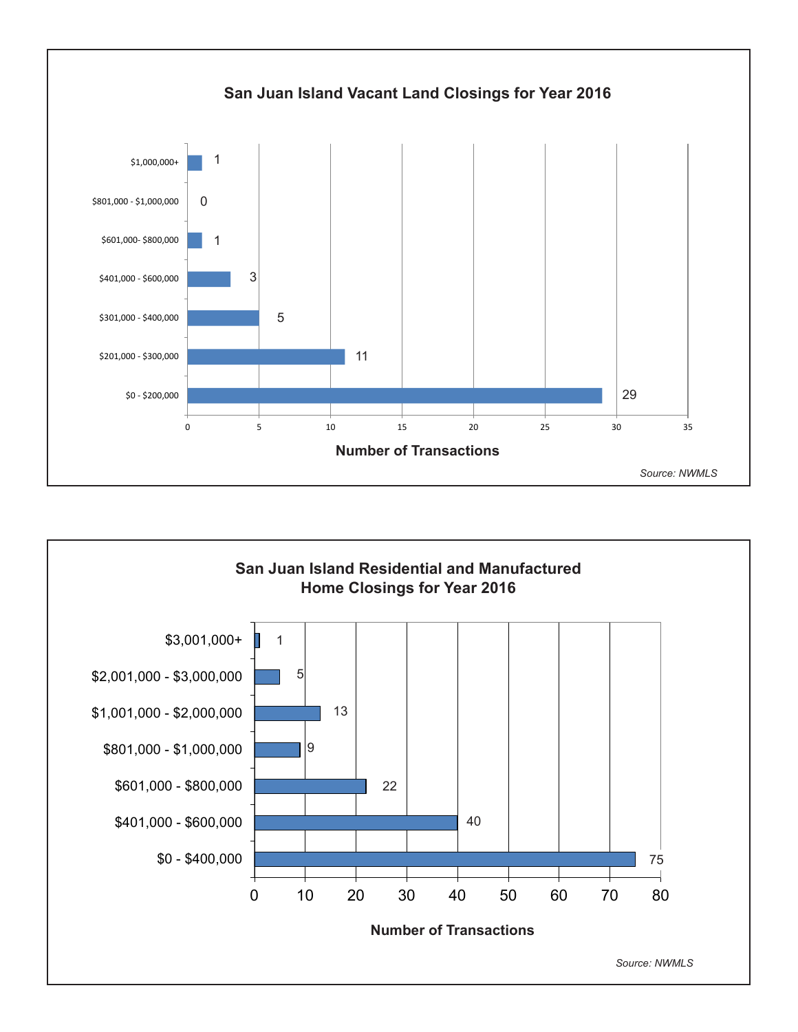## San Juan Island Vacant Land Closings for Year 2016

| Price Range | Number of Transactions |
|---|---|
| $1,000,000+ | 1 |
| $801,000 - $1,000,000 | 0 |
| $601,000- $800,000 | 1 |
| $401,000 - $600,000 | 3 |
| $301,000 - $400,000 | 5 |
| $201,000 - $300,000 | 11 |
| $0 - $200,000 | 29 |

Number of Transactions

*Source: NWMLS*

## San Juan Island Residential and Manufactured Home Closings for Year 2016

| Price Range | Number of Transactions |
|---|---|
| $3,001,000+ | 1 |
| $2,001,000 - $3,000,000 | 5 |
| $1,001,000 - $2,000,000 | 13 |
| $801,000 - $1,000,000 | 9 |
| $601,000 - $800,000 | 22 |
| $401,000 - $600,000 | 40 |
| $0 - $400,000 | 75 |

Number of Transactions

*Source: NWMLS*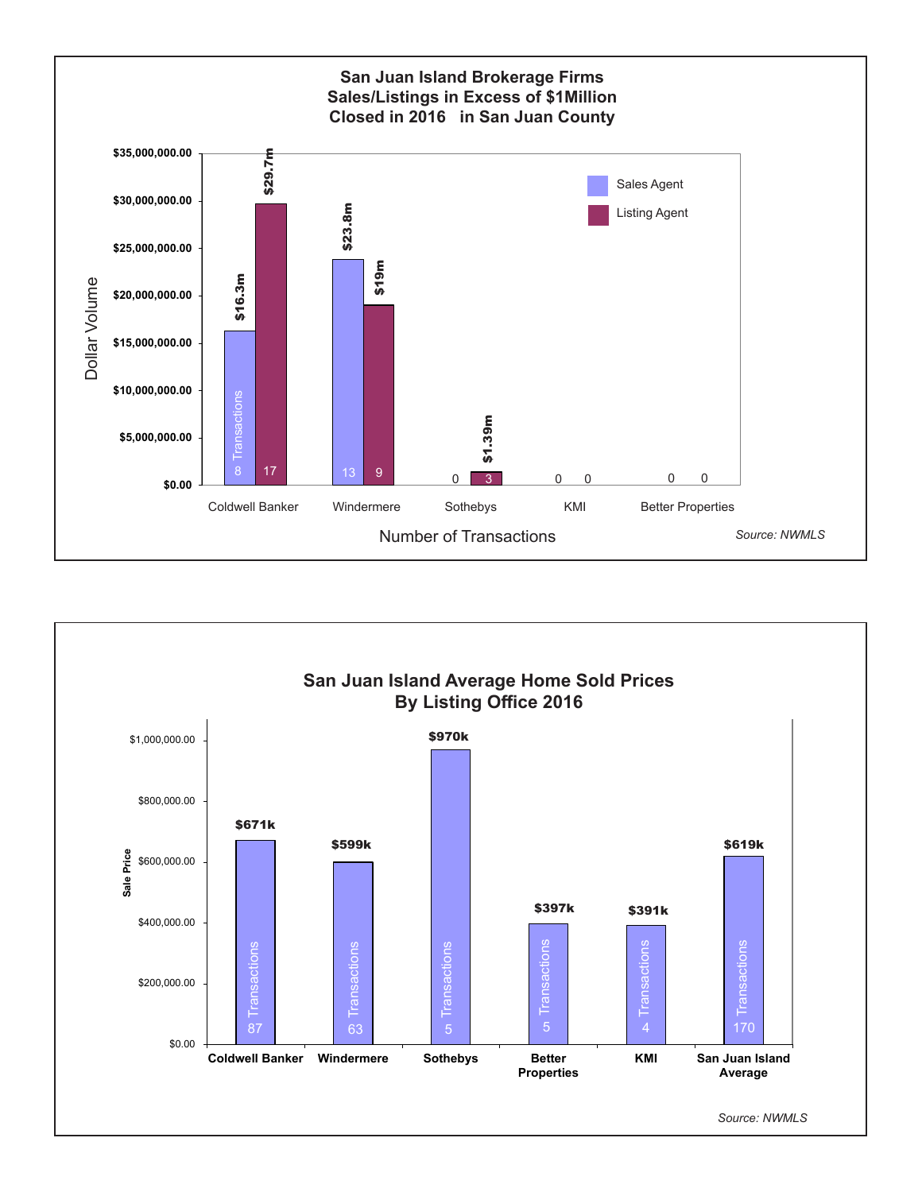## San Juan Island Brokerage Firms
## Sales/Listings in Excess of $1Million
## Closed in 2016 in San Juan County

$35,000,000.00
$30,000,000.00
$25,000,000.00
$20,000,000.00
$15,000,000.00
$10,000,000.00
$5,000,000.00
$0.00

Dollar Volume

Sales Agent
Listing Agent

$16.3m
$29.7m
$23.8m
$19m
$1.39m

Transactions
8
17
13
9
0
3
0
0
0
0

Coldwell Banker
Windermere
Sothebys
KMI
Better Properties

Number of Transactions

*Source: NWMLS*

## San Juan Island Average Home Sold Prices
## By Listing Office 2016

$1,000,000.00
$800,000.00
$600,000.00
$400,000.00
$200,000.00
$0.00

Sale Price

$671k
$599k
$970k
$397k
$391k
$619k

Transactions
87
63
5
5
4
170

Coldwell Banker
Windermere
Sothebys
Better Properties
KMI
San Juan Island Average

*Source: NWMLS*